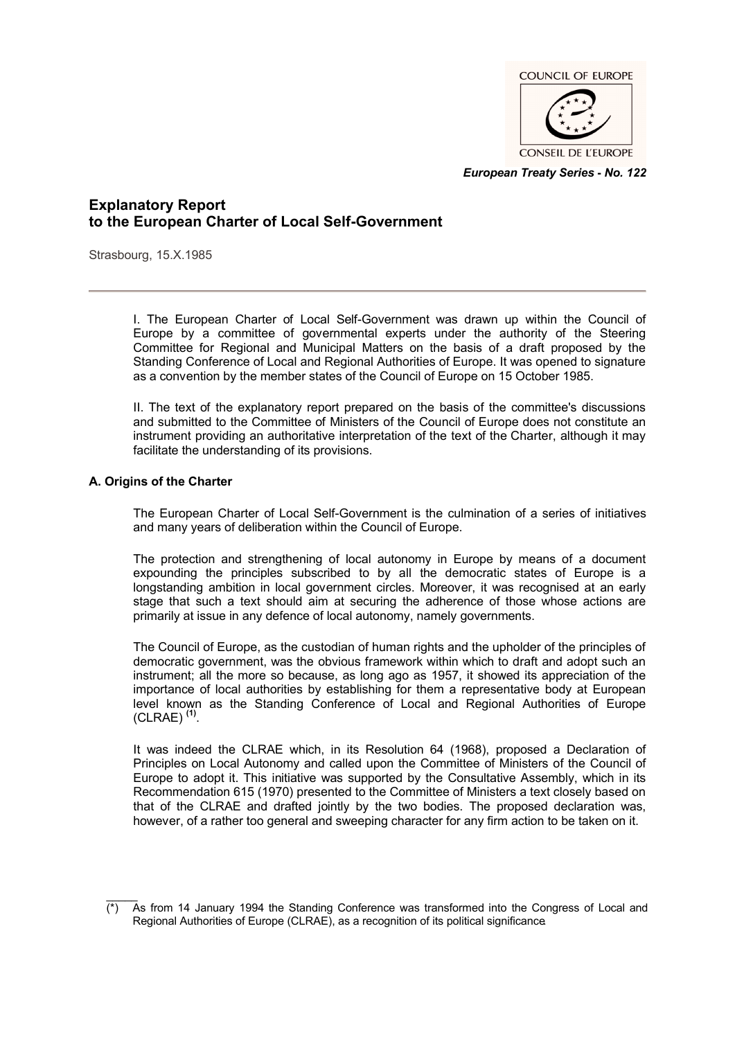*European Treaty Series - No. 122*

# Explanatory Report to the European Charter of Local Self-Government

Strasbourg, 15.X.1985

I. The European Charter of Local Self-Government was drawn up within the Council of Europe by a committee of governmental experts under the authority of the Steering Committee for Regional and Municipal Matters on the basis of a draft proposed by the Standing Conference of Local and Regional Authorities of Europe. It was opened to signature as a convention by the member states of the Council of Europe on 15 October 1985.

II. The text of the explanatory report prepared on the basis of the committee's discussions and submitted to the Committee of Ministers of the Council of Europe does not constitute an instrument providing an authoritative interpretation of the text of the Charter, although it may facilitate the understanding of its provisions.

### A. Origins of the Charter

The European Charter of Local Self-Government is the culmination of a series of initiatives and many years of deliberation within the Council of Europe.

The protection and strengthening of local autonomy in Europe by means of a document expounding the principles subscribed to by all the democratic states of Europe is a longstanding ambition in local government circles. Moreover, it was recognised at an early stage that such a text should aim at securing the adherence of those whose actions are primarily at issue in any defence of local autonomy, namely governments.

The Council of Europe, as the custodian of human rights and the upholder of the principles of democratic government, was the obvious framework within which to draft and adopt such an instrument; all the more so because, as long ago as 1957, it showed its appreciation of the importance of local authorities by establishing for them a representative body at European level known as the Standing Conference of Local and Regional Authorities of Europe (CLRAE) [(1)].

It was indeed the CLRAE which, in its Resolution 64 (1968), proposed a Declaration of Principles on Local Autonomy and called upon the Committee of Ministers of the Council of Europe to adopt it. This initiative was supported by the Consultative Assembly, which in its Recommendation 615 (1970) presented to the Committee of Ministers a text closely based on that of the CLRAE and drafted jointly by the two bodies. The proposed declaration was, however, of a rather too general and sweeping character for any firm action to be taken on it.

(\*) As from 14 January 1994 the Standing Conference was transformed into the Congress of Local and Regional Authorities of Europe (CLRAE), as a recognition of its political significance.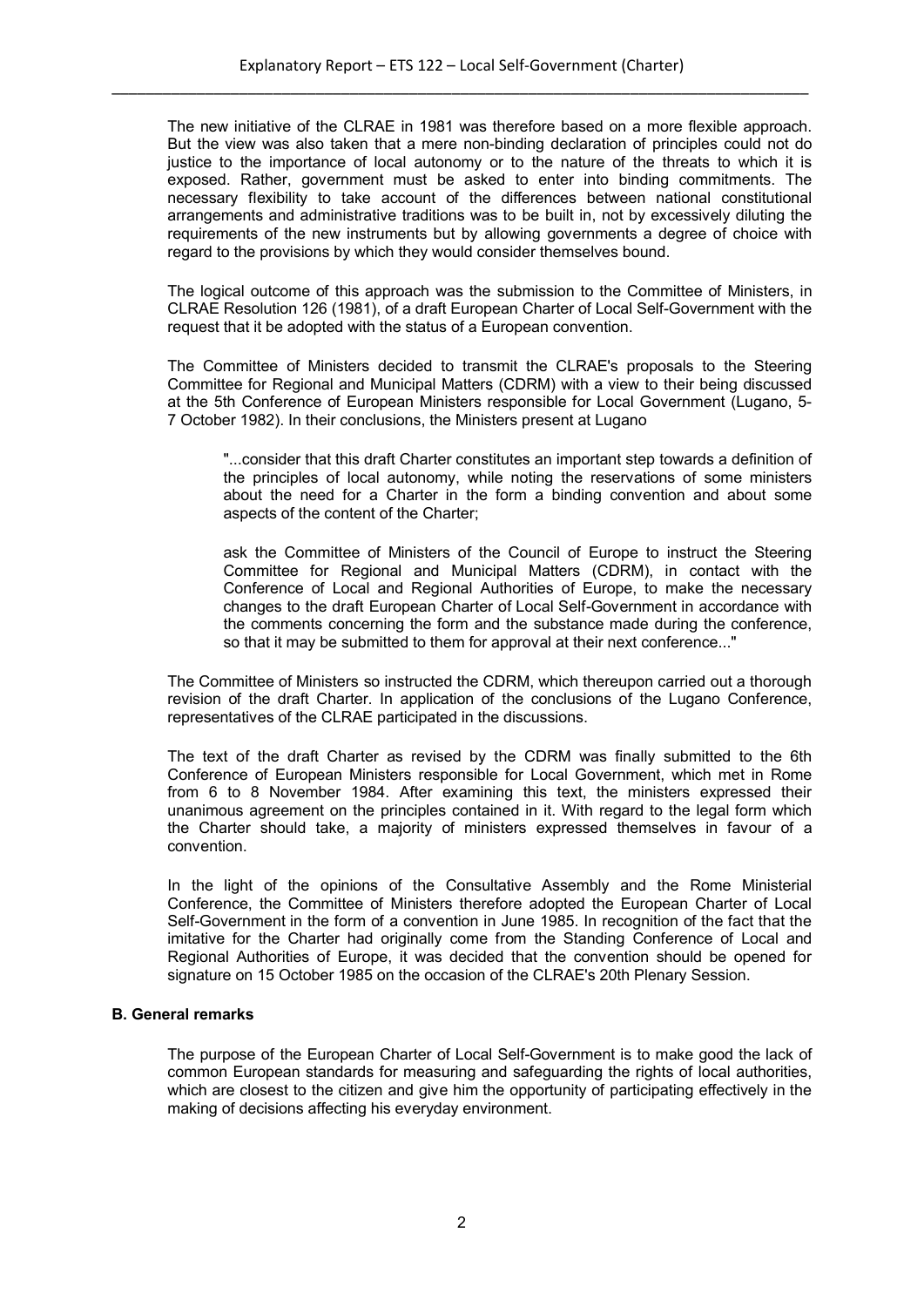The new initiative of the CLRAE in 1981 was therefore based on a more flexible approach. But the view was also taken that a mere non-binding declaration of principles could not do justice to the importance of local autonomy or to the nature of the threats to which it is exposed. Rather, government must be asked to enter into binding commitments. The necessary flexibility to take account of the differences between national constitutional arrangements and administrative traditions was to be built in, not by excessively diluting the requirements of the new instruments but by allowing governments a degree of choice with regard to the provisions by which they would consider themselves bound.

The logical outcome of this approach was the submission to the Committee of Ministers, in CLRAE Resolution 126 (1981), of a draft European Charter of Local Self-Government with the request that it be adopted with the status of a European convention.

The Committee of Ministers decided to transmit the CLRAE's proposals to the Steering Committee for Regional and Municipal Matters (CDRM) with a view to their being discussed at the 5th Conference of European Ministers responsible for Local Government (Lugano, 5-7 October 1982). In their conclusions, the Ministers present at Lugano

> "...consider that this draft Charter constitutes an important step towards a definition of the principles of local autonomy, while noting the reservations of some ministers about the need for a Charter in the form a binding convention and about some aspects of the content of the Charter;
>
> ask the Committee of Ministers of the Council of Europe to instruct the Steering Committee for Regional and Municipal Matters (CDRM), in contact with the Conference of Local and Regional Authorities of Europe, to make the necessary changes to the draft European Charter of Local Self-Government in accordance with the comments concerning the form and the substance made during the conference, so that it may be submitted to them for approval at their next conference..."

The Committee of Ministers so instructed the CDRM, which thereupon carried out a thorough revision of the draft Charter. In application of the conclusions of the Lugano Conference, representatives of the CLRAE participated in the discussions.

The text of the draft Charter as revised by the CDRM was finally submitted to the 6th Conference of European Ministers responsible for Local Government, which met in Rome from 6 to 8 November 1984. After examining this text, the ministers expressed their unanimous agreement on the principles contained in it. With regard to the legal form which the Charter should take, a majority of ministers expressed themselves in favour of a convention.

In the light of the opinions of the Consultative Assembly and the Rome Ministerial Conference, the Committee of Ministers therefore adopted the European Charter of Local Self-Government in the form of a convention in June 1985. In recognition of the fact that the imitative for the Charter had originally come from the Standing Conference of Local and Regional Authorities of Europe, it was decided that the convention should be opened for signature on 15 October 1985 on the occasion of the CLRAE's 20th Plenary Session.

**B. General remarks**

The purpose of the European Charter of Local Self-Government is to make good the lack of common European standards for measuring and safeguarding the rights of local authorities, which are closest to the citizen and give him the opportunity of participating effectively in the making of decisions affecting his everyday environment.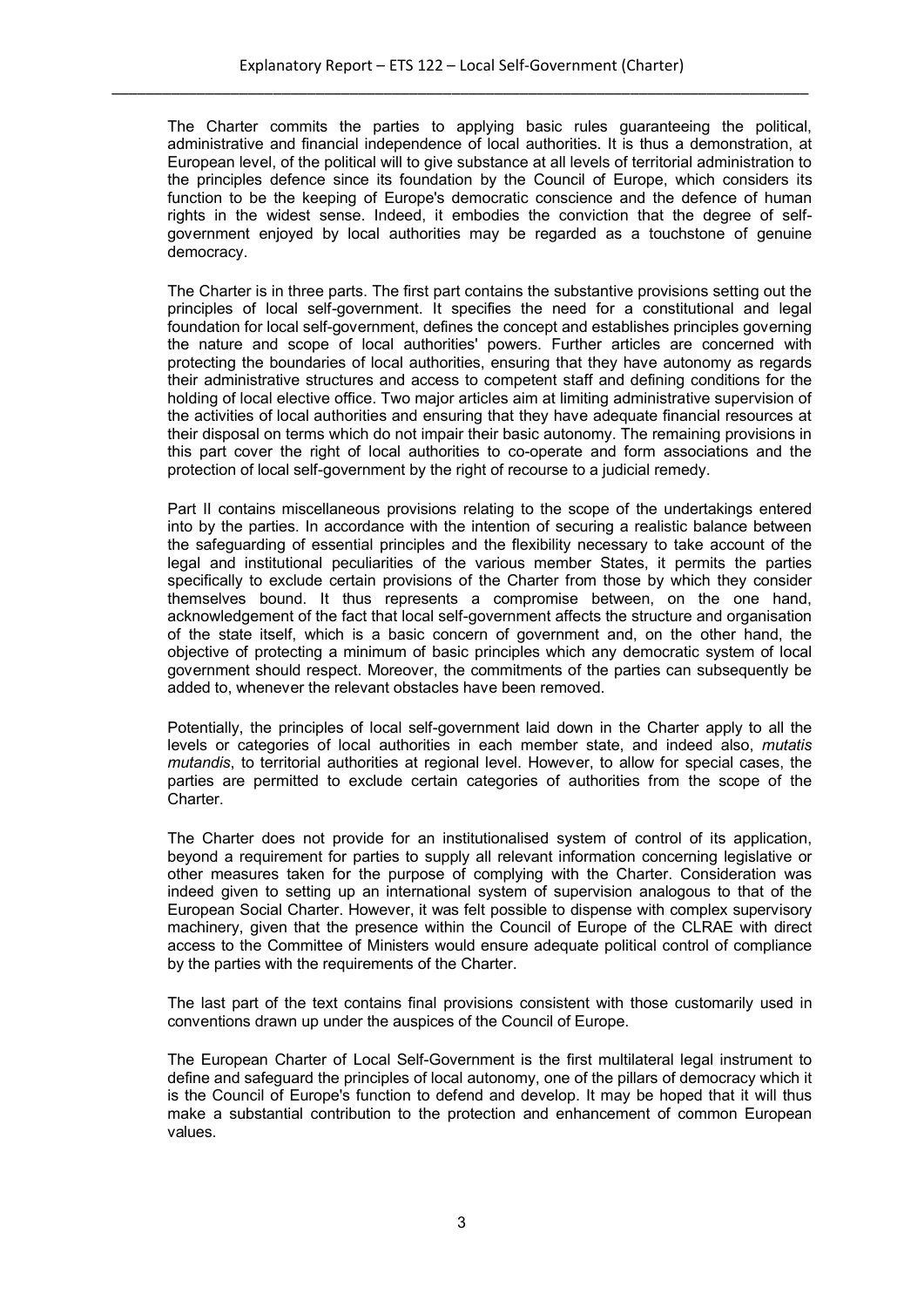The Charter commits the parties to applying basic rules guaranteeing the political, administrative and financial independence of local authorities. It is thus a demonstration, at European level, of the political will to give substance at all levels of territorial administration to the principles defence since its foundation by the Council of Europe, which considers its function to be the keeping of Europe's democratic conscience and the defence of human rights in the widest sense. Indeed, it embodies the conviction that the degree of self-government enjoyed by local authorities may be regarded as a touchstone of genuine democracy.

The Charter is in three parts. The first part contains the substantive provisions setting out the principles of local self-government. It specifies the need for a constitutional and legal foundation for local self-government, defines the concept and establishes principles governing the nature and scope of local authorities' powers. Further articles are concerned with protecting the boundaries of local authorities, ensuring that they have autonomy as regards their administrative structures and access to competent staff and defining conditions for the holding of local elective office. Two major articles aim at limiting administrative supervision of the activities of local authorities and ensuring that they have adequate financial resources at their disposal on terms which do not impair their basic autonomy. The remaining provisions in this part cover the right of local authorities to co-operate and form associations and the protection of local self-government by the right of recourse to a judicial remedy.

Part II contains miscellaneous provisions relating to the scope of the undertakings entered into by the parties. In accordance with the intention of securing a realistic balance between the safeguarding of essential principles and the flexibility necessary to take account of the legal and institutional peculiarities of the various member States, it permits the parties specifically to exclude certain provisions of the Charter from those by which they consider themselves bound. It thus represents a compromise between, on the one hand, acknowledgement of the fact that local self-government affects the structure and organisation of the state itself, which is a basic concern of government and, on the other hand, the objective of protecting a minimum of basic principles which any democratic system of local government should respect. Moreover, the commitments of the parties can subsequently be added to, whenever the relevant obstacles have been removed.

Potentially, the principles of local self-government laid down in the Charter apply to all the levels or categories of local authorities in each member state, and indeed also, *mutatis mutandis*, to territorial authorities at regional level. However, to allow for special cases, the parties are permitted to exclude certain categories of authorities from the scope of the Charter.

The Charter does not provide for an institutionalised system of control of its application, beyond a requirement for parties to supply all relevant information concerning legislative or other measures taken for the purpose of complying with the Charter. Consideration was indeed given to setting up an international system of supervision analogous to that of the European Social Charter. However, it was felt possible to dispense with complex supervisory machinery, given that the presence within the Council of Europe of the CLRAE with direct access to the Committee of Ministers would ensure adequate political control of compliance by the parties with the requirements of the Charter.

The last part of the text contains final provisions consistent with those customarily used in conventions drawn up under the auspices of the Council of Europe.

The European Charter of Local Self-Government is the first multilateral legal instrument to define and safeguard the principles of local autonomy, one of the pillars of democracy which it is the Council of Europe's function to defend and develop. It may be hoped that it will thus make a substantial contribution to the protection and enhancement of common European values.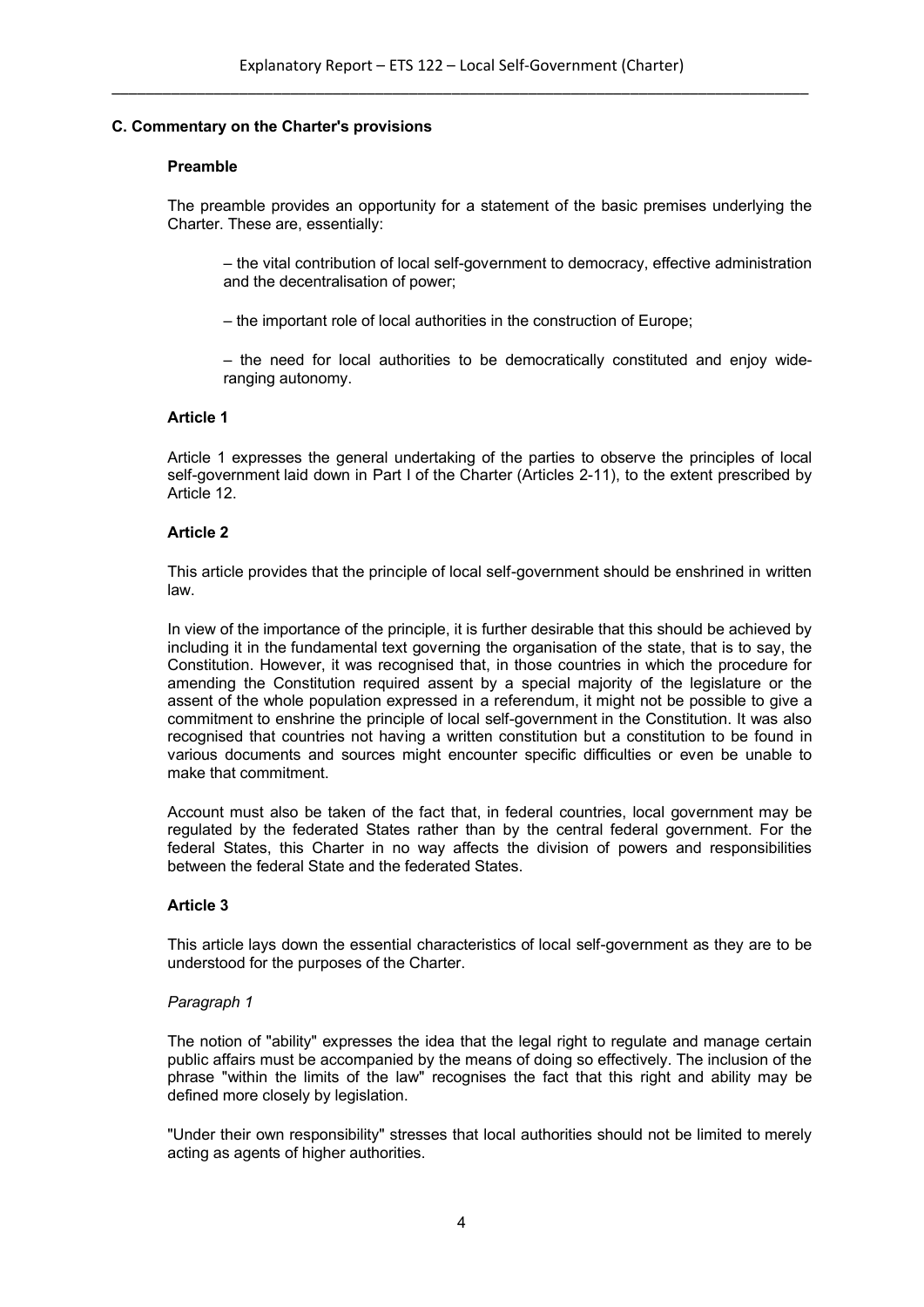### C. Commentary on the Charter's provisions

#### Preamble

The preamble provides an opportunity for a statement of the basic premises underlying the Charter. These are, essentially:

– the vital contribution of local self-government to democracy, effective administration and the decentralisation of power;

– the important role of local authorities in the construction of Europe;

– the need for local authorities to be democratically constituted and enjoy wide-ranging autonomy.

#### Article 1

Article 1 expresses the general undertaking of the parties to observe the principles of local self-government laid down in Part I of the Charter (Articles 2-11), to the extent prescribed by Article 12.

#### Article 2

This article provides that the principle of local self-government should be enshrined in written law.

In view of the importance of the principle, it is further desirable that this should be achieved by including it in the fundamental text governing the organisation of the state, that is to say, the Constitution. However, it was recognised that, in those countries in which the procedure for amending the Constitution required assent by a special majority of the legislature or the assent of the whole population expressed in a referendum, it might not be possible to give a commitment to enshrine the principle of local self-government in the Constitution. It was also recognised that countries not having a written constitution but a constitution to be found in various documents and sources might encounter specific difficulties or even be unable to make that commitment.

Account must also be taken of the fact that, in federal countries, local government may be regulated by the federated States rather than by the central federal government. For the federal States, this Charter in no way affects the division of powers and responsibilities between the federal State and the federated States.

#### Article 3

This article lays down the essential characteristics of local self-government as they are to be understood for the purposes of the Charter.

*Paragraph 1*

The notion of "ability" expresses the idea that the legal right to regulate and manage certain public affairs must be accompanied by the means of doing so effectively. The inclusion of the phrase "within the limits of the law" recognises the fact that this right and ability may be defined more closely by legislation.

"Under their own responsibility" stresses that local authorities should not be limited to merely acting as agents of higher authorities.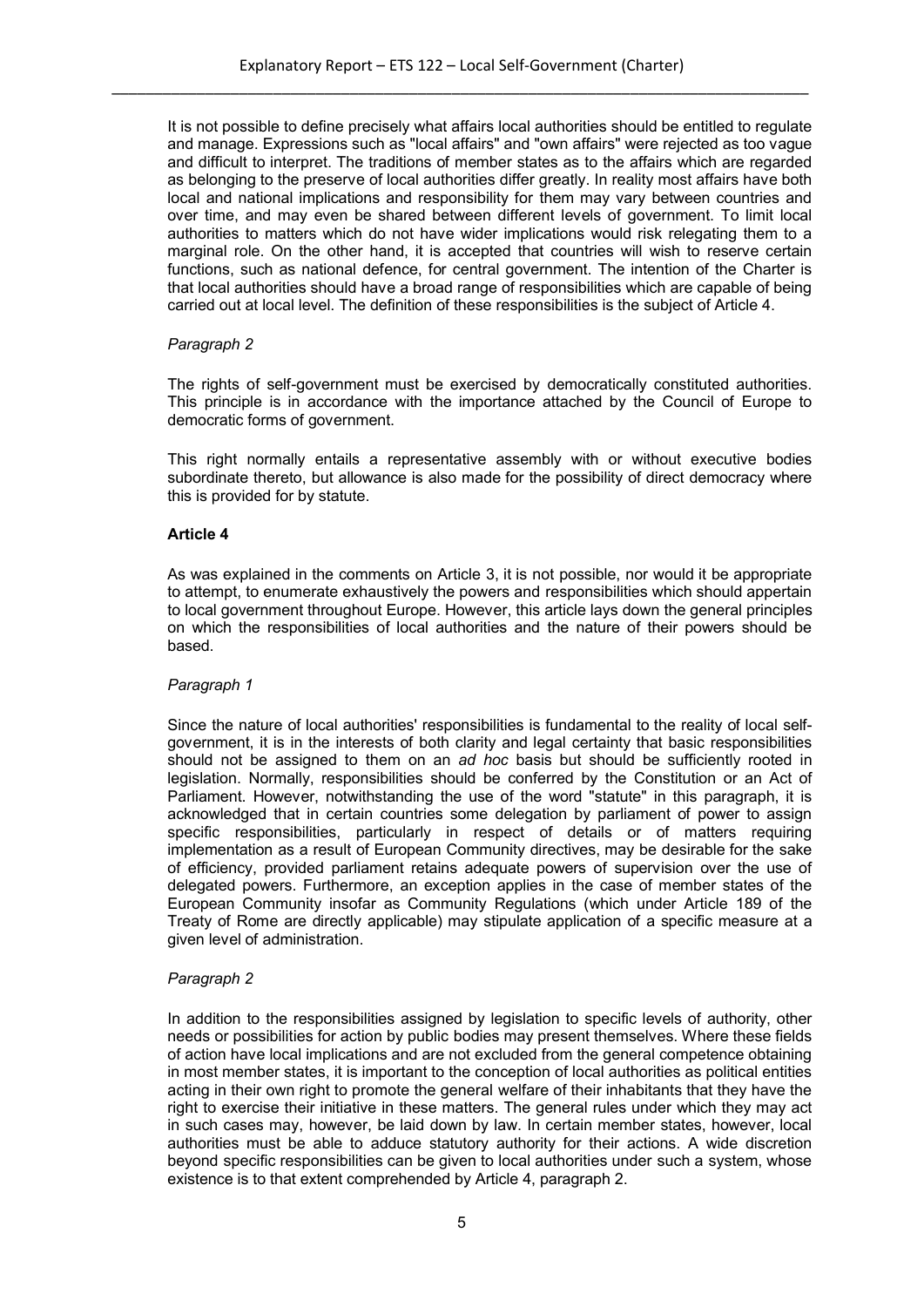It is not possible to define precisely what affairs local authorities should be entitled to regulate and manage. Expressions such as "local affairs" and "own affairs" were rejected as too vague and difficult to interpret. The traditions of member states as to the affairs which are regarded as belonging to the preserve of local authorities differ greatly. In reality most affairs have both local and national implications and responsibility for them may vary between countries and over time, and may even be shared between different levels of government. To limit local authorities to matters which do not have wider implications would risk relegating them to a marginal role. On the other hand, it is accepted that countries will wish to reserve certain functions, such as national defence, for central government. The intention of the Charter is that local authorities should have a broad range of responsibilities which are capable of being carried out at local level. The definition of these responsibilities is the subject of Article 4.

*Paragraph 2*

The rights of self-government must be exercised by democratically constituted authorities. This principle is in accordance with the importance attached by the Council of Europe to democratic forms of government.

This right normally entails a representative assembly with or without executive bodies subordinate thereto, but allowance is also made for the possibility of direct democracy where this is provided for by statute.

**Article 4**

As was explained in the comments on Article 3, it is not possible, nor would it be appropriate to attempt, to enumerate exhaustively the powers and responsibilities which should appertain to local government throughout Europe. However, this article lays down the general principles on which the responsibilities of local authorities and the nature of their powers should be based.

*Paragraph 1*

Since the nature of local authorities' responsibilities is fundamental to the reality of local self-government, it is in the interests of both clarity and legal certainty that basic responsibilities should not be assigned to them on an *ad hoc* basis but should be sufficiently rooted in legislation. Normally, responsibilities should be conferred by the Constitution or an Act of Parliament. However, notwithstanding the use of the word "statute" in this paragraph, it is acknowledged that in certain countries some delegation by parliament of power to assign specific responsibilities, particularly in respect of details or of matters requiring implementation as a result of European Community directives, may be desirable for the sake of efficiency, provided parliament retains adequate powers of supervision over the use of delegated powers. Furthermore, an exception applies in the case of member states of the European Community insofar as Community Regulations (which under Article 189 of the Treaty of Rome are directly applicable) may stipulate application of a specific measure at a given level of administration.

*Paragraph 2*

In addition to the responsibilities assigned by legislation to specific levels of authority, other needs or possibilities for action by public bodies may present themselves. Where these fields of action have local implications and are not excluded from the general competence obtaining in most member states, it is important to the conception of local authorities as political entities acting in their own right to promote the general welfare of their inhabitants that they have the right to exercise their initiative in these matters. The general rules under which they may act in such cases may, however, be laid down by law. In certain member states, however, local authorities must be able to adduce statutory authority for their actions. A wide discretion beyond specific responsibilities can be given to local authorities under such a system, whose existence is to that extent comprehended by Article 4, paragraph 2.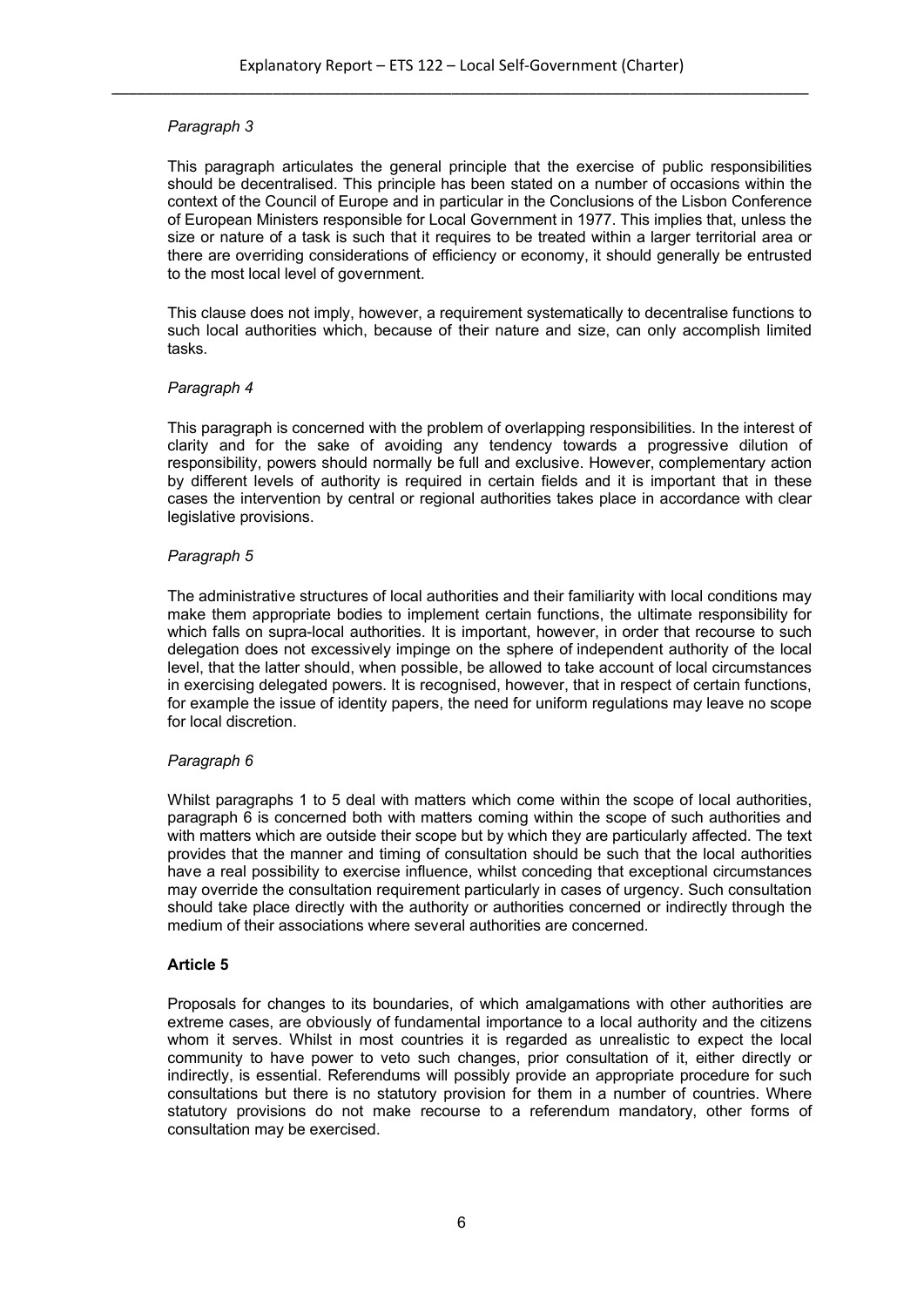*Paragraph 3*

This paragraph articulates the general principle that the exercise of public responsibilities should be decentralised. This principle has been stated on a number of occasions within the context of the Council of Europe and in particular in the Conclusions of the Lisbon Conference of European Ministers responsible for Local Government in 1977. This implies that, unless the size or nature of a task is such that it requires to be treated within a larger territorial area or there are overriding considerations of efficiency or economy, it should generally be entrusted to the most local level of government.

This clause does not imply, however, a requirement systematically to decentralise functions to such local authorities which, because of their nature and size, can only accomplish limited tasks.

*Paragraph 4*

This paragraph is concerned with the problem of overlapping responsibilities. In the interest of clarity and for the sake of avoiding any tendency towards a progressive dilution of responsibility, powers should normally be full and exclusive. However, complementary action by different levels of authority is required in certain fields and it is important that in these cases the intervention by central or regional authorities takes place in accordance with clear legislative provisions.

*Paragraph 5*

The administrative structures of local authorities and their familiarity with local conditions may make them appropriate bodies to implement certain functions, the ultimate responsibility for which falls on supra-local authorities. It is important, however, in order that recourse to such delegation does not excessively impinge on the sphere of independent authority of the local level, that the latter should, when possible, be allowed to take account of local circumstances in exercising delegated powers. It is recognised, however, that in respect of certain functions, for example the issue of identity papers, the need for uniform regulations may leave no scope for local discretion.

*Paragraph 6*

Whilst paragraphs 1 to 5 deal with matters which come within the scope of local authorities, paragraph 6 is concerned both with matters coming within the scope of such authorities and with matters which are outside their scope but by which they are particularly affected. The text provides that the manner and timing of consultation should be such that the local authorities have a real possibility to exercise influence, whilst conceding that exceptional circumstances may override the consultation requirement particularly in cases of urgency. Such consultation should take place directly with the authority or authorities concerned or indirectly through the medium of their associations where several authorities are concerned.

**Article 5**

Proposals for changes to its boundaries, of which amalgamations with other authorities are extreme cases, are obviously of fundamental importance to a local authority and the citizens whom it serves. Whilst in most countries it is regarded as unrealistic to expect the local community to have power to veto such changes, prior consultation of it, either directly or indirectly, is essential. Referendums will possibly provide an appropriate procedure for such consultations but there is no statutory provision for them in a number of countries. Where statutory provisions do not make recourse to a referendum mandatory, other forms of consultation may be exercised.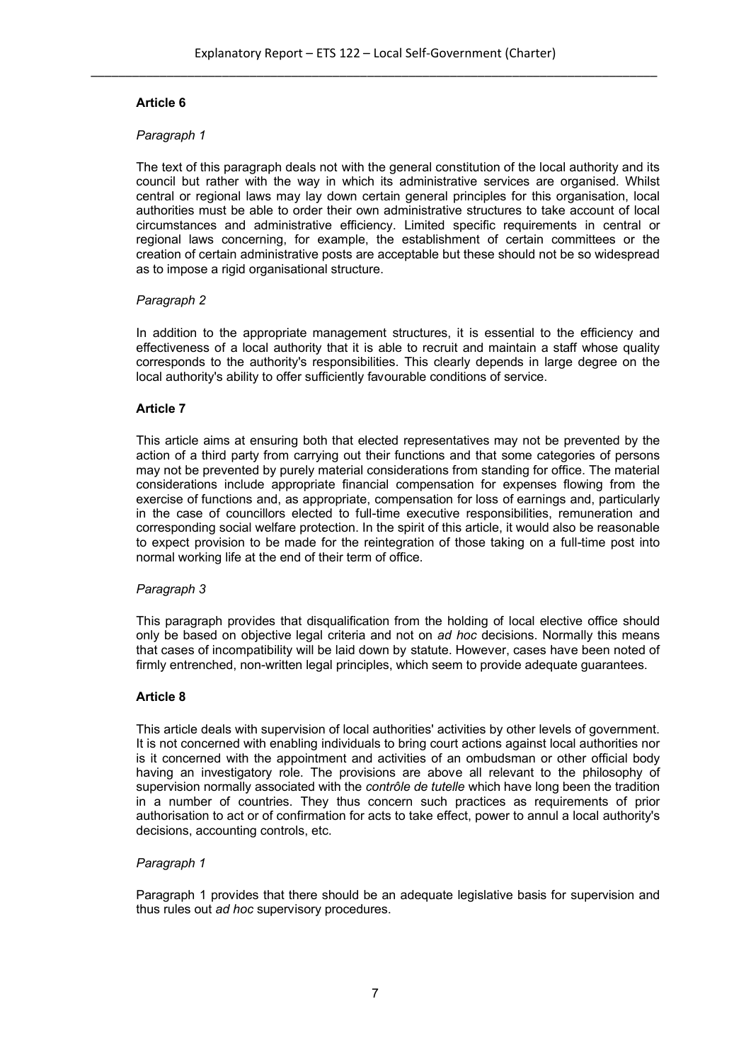### Article 6

*Paragraph 1*

The text of this paragraph deals not with the general constitution of the local authority and its council but rather with the way in which its administrative services are organised. Whilst central or regional laws may lay down certain general principles for this organisation, local authorities must be able to order their own administrative structures to take account of local circumstances and administrative efficiency. Limited specific requirements in central or regional laws concerning, for example, the establishment of certain committees or the creation of certain administrative posts are acceptable but these should not be so widespread as to impose a rigid organisational structure.

*Paragraph 2*

In addition to the appropriate management structures, it is essential to the efficiency and effectiveness of a local authority that it is able to recruit and maintain a staff whose quality corresponds to the authority's responsibilities. This clearly depends in large degree on the local authority's ability to offer sufficiently favourable conditions of service.

### Article 7

This article aims at ensuring both that elected representatives may not be prevented by the action of a third party from carrying out their functions and that some categories of persons may not be prevented by purely material considerations from standing for office. The material considerations include appropriate financial compensation for expenses flowing from the exercise of functions and, as appropriate, compensation for loss of earnings and, particularly in the case of councillors elected to full-time executive responsibilities, remuneration and corresponding social welfare protection. In the spirit of this article, it would also be reasonable to expect provision to be made for the reintegration of those taking on a full-time post into normal working life at the end of their term of office.

*Paragraph 3*

This paragraph provides that disqualification from the holding of local elective office should only be based on objective legal criteria and not on *ad hoc* decisions. Normally this means that cases of incompatibility will be laid down by statute. However, cases have been noted of firmly entrenched, non-written legal principles, which seem to provide adequate guarantees.

### Article 8

This article deals with supervision of local authorities' activities by other levels of government. It is not concerned with enabling individuals to bring court actions against local authorities nor is it concerned with the appointment and activities of an ombudsman or other official body having an investigatory role. The provisions are above all relevant to the philosophy of supervision normally associated with the *contrôle de tutelle* which have long been the tradition in a number of countries. They thus concern such practices as requirements of prior authorisation to act or of confirmation for acts to take effect, power to annul a local authority's decisions, accounting controls, etc.

*Paragraph 1*

Paragraph 1 provides that there should be an adequate legislative basis for supervision and thus rules out *ad hoc* supervisory procedures.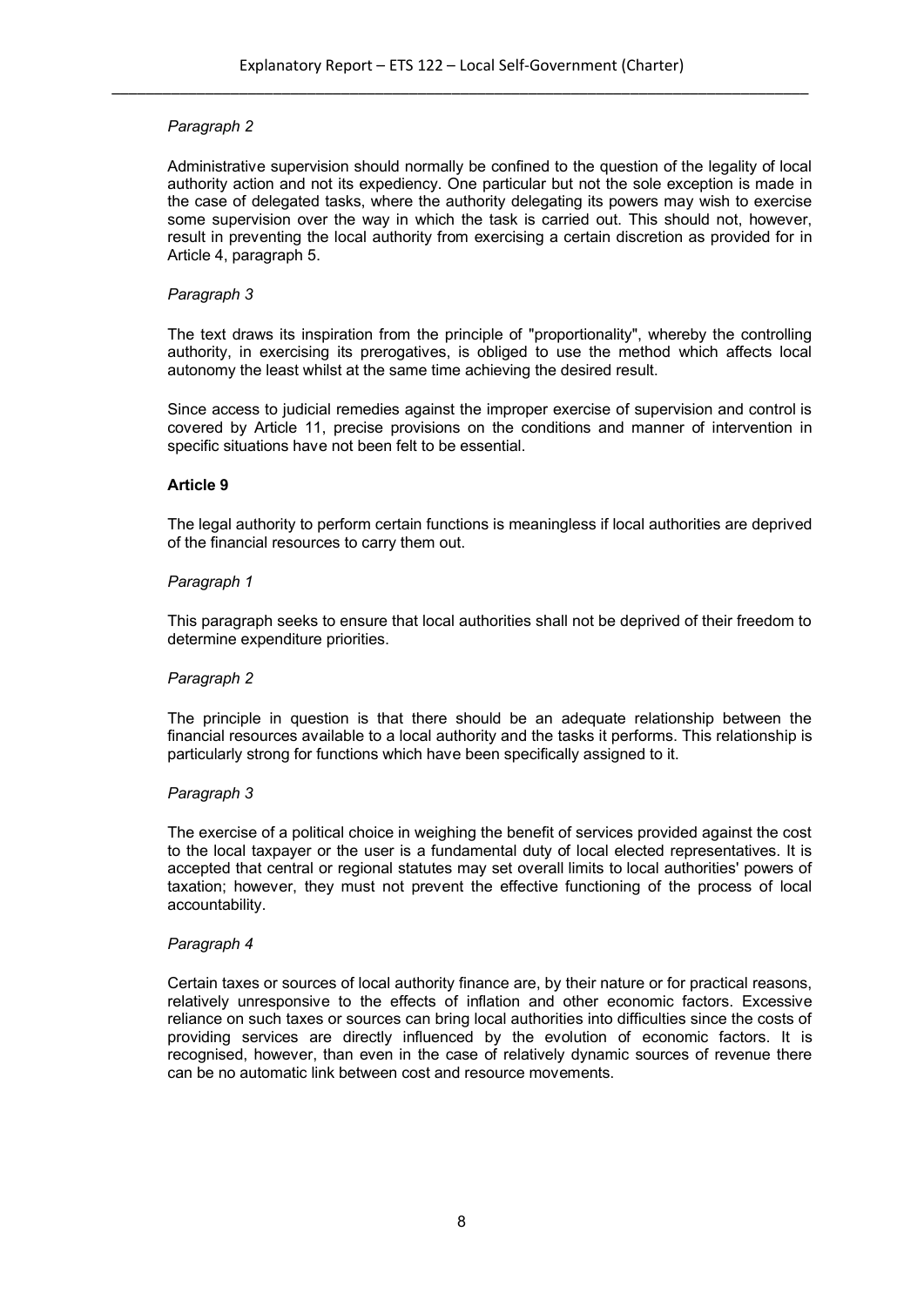*Paragraph 2*

Administrative supervision should normally be confined to the question of the legality of local authority action and not its expediency. One particular but not the sole exception is made in the case of delegated tasks, where the authority delegating its powers may wish to exercise some supervision over the way in which the task is carried out. This should not, however, result in preventing the local authority from exercising a certain discretion as provided for in Article 4, paragraph 5.

*Paragraph 3*

The text draws its inspiration from the principle of "proportionality", whereby the controlling authority, in exercising its prerogatives, is obliged to use the method which affects local autonomy the least whilst at the same time achieving the desired result.

Since access to judicial remedies against the improper exercise of supervision and control is covered by Article 11, precise provisions on the conditions and manner of intervention in specific situations have not been felt to be essential.

**Article 9**

The legal authority to perform certain functions is meaningless if local authorities are deprived of the financial resources to carry them out.

*Paragraph 1*

This paragraph seeks to ensure that local authorities shall not be deprived of their freedom to determine expenditure priorities.

*Paragraph 2*

The principle in question is that there should be an adequate relationship between the financial resources available to a local authority and the tasks it performs. This relationship is particularly strong for functions which have been specifically assigned to it.

*Paragraph 3*

The exercise of a political choice in weighing the benefit of services provided against the cost to the local taxpayer or the user is a fundamental duty of local elected representatives. It is accepted that central or regional statutes may set overall limits to local authorities' powers of taxation; however, they must not prevent the effective functioning of the process of local accountability.

*Paragraph 4*

Certain taxes or sources of local authority finance are, by their nature or for practical reasons, relatively unresponsive to the effects of inflation and other economic factors. Excessive reliance on such taxes or sources can bring local authorities into difficulties since the costs of providing services are directly influenced by the evolution of economic factors. It is recognised, however, than even in the case of relatively dynamic sources of revenue there can be no automatic link between cost and resource movements.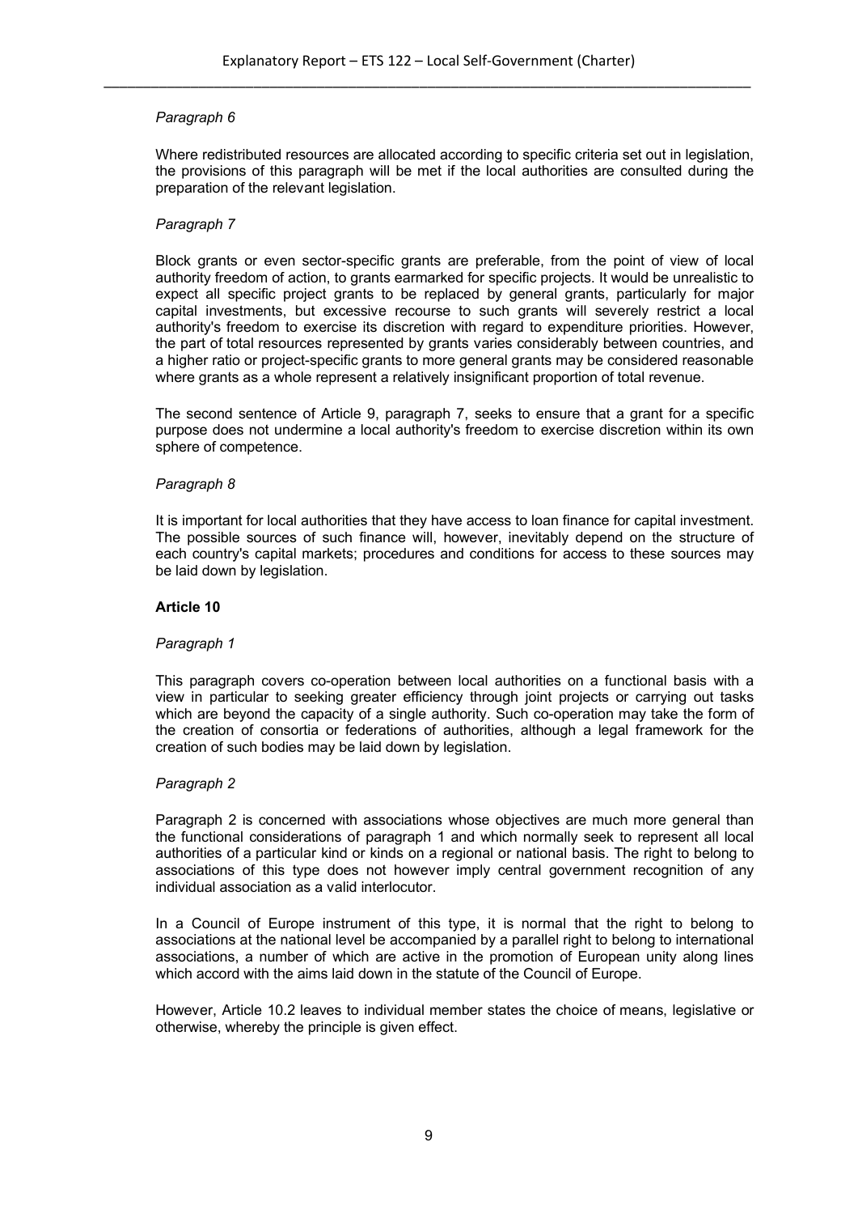*Paragraph 6*

Where redistributed resources are allocated according to specific criteria set out in legislation, the provisions of this paragraph will be met if the local authorities are consulted during the preparation of the relevant legislation.

*Paragraph 7*

Block grants or even sector-specific grants are preferable, from the point of view of local authority freedom of action, to grants earmarked for specific projects. It would be unrealistic to expect all specific project grants to be replaced by general grants, particularly for major capital investments, but excessive recourse to such grants will severely restrict a local authority's freedom to exercise its discretion with regard to expenditure priorities. However, the part of total resources represented by grants varies considerably between countries, and a higher ratio or project-specific grants to more general grants may be considered reasonable where grants as a whole represent a relatively insignificant proportion of total revenue.

The second sentence of Article 9, paragraph 7, seeks to ensure that a grant for a specific purpose does not undermine a local authority's freedom to exercise discretion within its own sphere of competence.

*Paragraph 8*

It is important for local authorities that they have access to loan finance for capital investment. The possible sources of such finance will, however, inevitably depend on the structure of each country's capital markets; procedures and conditions for access to these sources may be laid down by legislation.

**Article 10**

*Paragraph 1*

This paragraph covers co-operation between local authorities on a functional basis with a view in particular to seeking greater efficiency through joint projects or carrying out tasks which are beyond the capacity of a single authority. Such co-operation may take the form of the creation of consortia or federations of authorities, although a legal framework for the creation of such bodies may be laid down by legislation.

*Paragraph 2*

Paragraph 2 is concerned with associations whose objectives are much more general than the functional considerations of paragraph 1 and which normally seek to represent all local authorities of a particular kind or kinds on a regional or national basis. The right to belong to associations of this type does not however imply central government recognition of any individual association as a valid interlocutor.

In a Council of Europe instrument of this type, it is normal that the right to belong to associations at the national level be accompanied by a parallel right to belong to international associations, a number of which are active in the promotion of European unity along lines which accord with the aims laid down in the statute of the Council of Europe.

However, Article 10.2 leaves to individual member states the choice of means, legislative or otherwise, whereby the principle is given effect.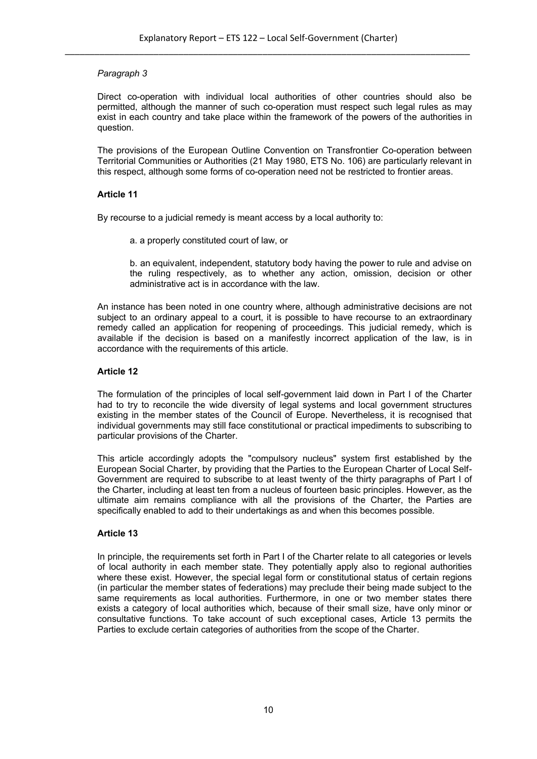*Paragraph 3*

Direct co-operation with individual local authorities of other countries should also be permitted, although the manner of such co-operation must respect such legal rules as may exist in each country and take place within the framework of the powers of the authorities in question.

The provisions of the European Outline Convention on Transfrontier Co-operation between Territorial Communities or Authorities (21 May 1980, ETS No. 106) are particularly relevant in this respect, although some forms of co-operation need not be restricted to frontier areas.

**Article 11**

By recourse to a judicial remedy is meant access by a local authority to:

a. a properly constituted court of law, or

b. an equivalent, independent, statutory body having the power to rule and advise on the ruling respectively, as to whether any action, omission, decision or other administrative act is in accordance with the law.

An instance has been noted in one country where, although administrative decisions are not subject to an ordinary appeal to a court, it is possible to have recourse to an extraordinary remedy called an application for reopening of proceedings. This judicial remedy, which is available if the decision is based on a manifestly incorrect application of the law, is in accordance with the requirements of this article.

**Article 12**

The formulation of the principles of local self-government laid down in Part I of the Charter had to try to reconcile the wide diversity of legal systems and local government structures existing in the member states of the Council of Europe. Nevertheless, it is recognised that individual governments may still face constitutional or practical impediments to subscribing to particular provisions of the Charter.

This article accordingly adopts the "compulsory nucleus" system first established by the European Social Charter, by providing that the Parties to the European Charter of Local Self-Government are required to subscribe to at least twenty of the thirty paragraphs of Part I of the Charter, including at least ten from a nucleus of fourteen basic principles. However, as the ultimate aim remains compliance with all the provisions of the Charter, the Parties are specifically enabled to add to their undertakings as and when this becomes possible.

**Article 13**

In principle, the requirements set forth in Part I of the Charter relate to all categories or levels of local authority in each member state. They potentially apply also to regional authorities where these exist. However, the special legal form or constitutional status of certain regions (in particular the member states of federations) may preclude their being made subject to the same requirements as local authorities. Furthermore, in one or two member states there exists a category of local authorities which, because of their small size, have only minor or consultative functions. To take account of such exceptional cases, Article 13 permits the Parties to exclude certain categories of authorities from the scope of the Charter.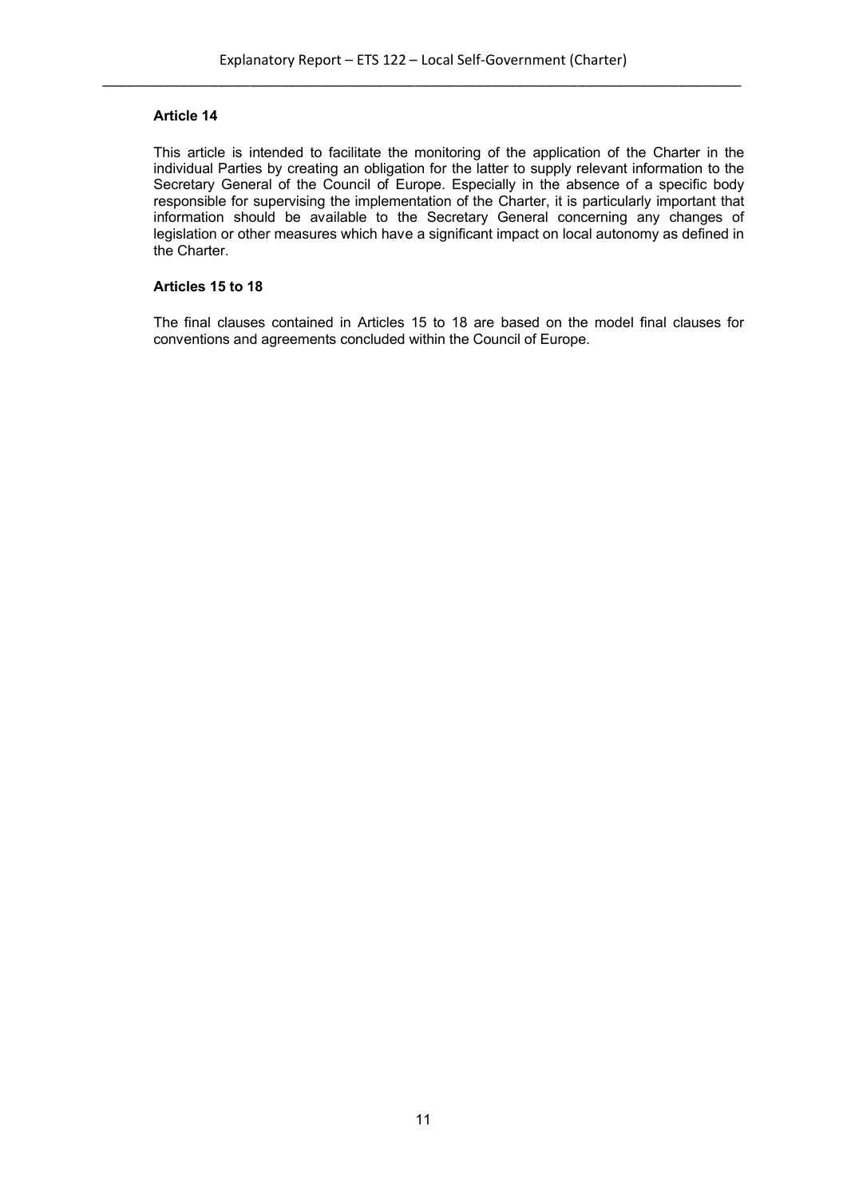**Article 14**

This article is intended to facilitate the monitoring of the application of the Charter in the individual Parties by creating an obligation for the latter to supply relevant information to the Secretary General of the Council of Europe. Especially in the absence of a specific body responsible for supervising the implementation of the Charter, it is particularly important that information should be available to the Secretary General concerning any changes of legislation or other measures which have a significant impact on local autonomy as defined in the Charter.

**Articles 15 to 18**

The final clauses contained in Articles 15 to 18 are based on the model final clauses for conventions and agreements concluded within the Council of Europe.